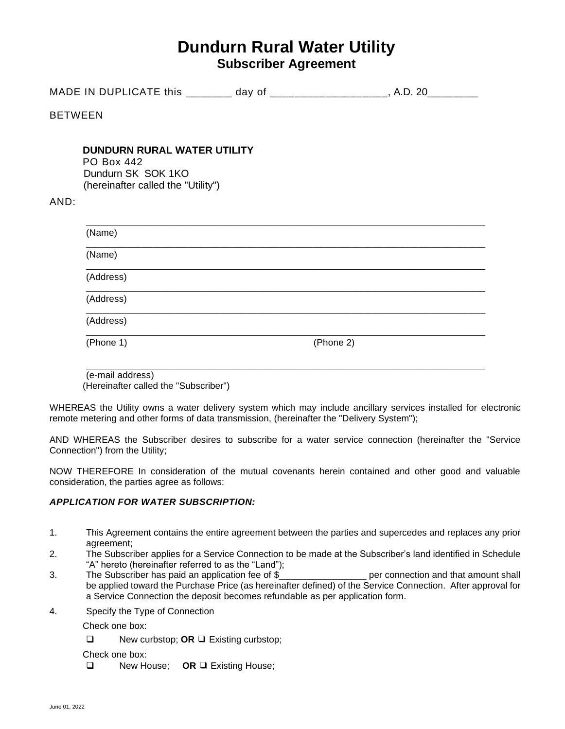# Dundurn Rural Water Utility

## Subscriber Agreement

MADE IN DUPLICATE this ________ day of ___________________, A.D. 20_________

BETWEEN

**DUNDURN RURAL WATER UTILITY**
PO Box 442
Dundurn SK SOK 1KO
(hereinafter called the "Utility")

AND:

___________________________________________________________________________
(Name)

___________________________________________________________________________
(Name)

___________________________________________________________________________
(Address)

___________________________________________________________________________
(Address)

___________________________________________________________________________
(Address)

___________________________________________________________________________
(Phone 1) (Phone 2)

___________________________________________________________________________
(e-mail address)
(Hereinafter called the "Subscriber")

WHEREAS the Utility owns a water delivery system which may include ancillary services installed for electronic remote metering and other forms of data transmission, (hereinafter the "Delivery System");

AND WHEREAS the Subscriber desires to subscribe for a water service connection (hereinafter the "Service Connection") from the Utility;

NOW THEREFORE In consideration of the mutual covenants herein contained and other good and valuable consideration, the parties agree as follows:

***APPLICATION FOR WATER SUBSCRIPTION:***

1. This Agreement contains the entire agreement between the parties and supercedes and replaces any prior agreement;
2. The Subscriber applies for a Service Connection to be made at the Subscriber's land identified in Schedule "A" hereto (hereinafter referred to as the "Land");
3. The Subscriber has paid an application fee of $_________________ per connection and that amount shall be applied toward the Purchase Price (as hereinafter defined) of the Service Connection. After approval for a Service Connection the deposit becomes refundable as per application form.
4. Specify the Type of Connection

   Check one box:

   ❑ New curbstop; **OR** ❑ Existing curbstop;

   Check one box:

   ❑ New House; **OR** ❑ Existing House;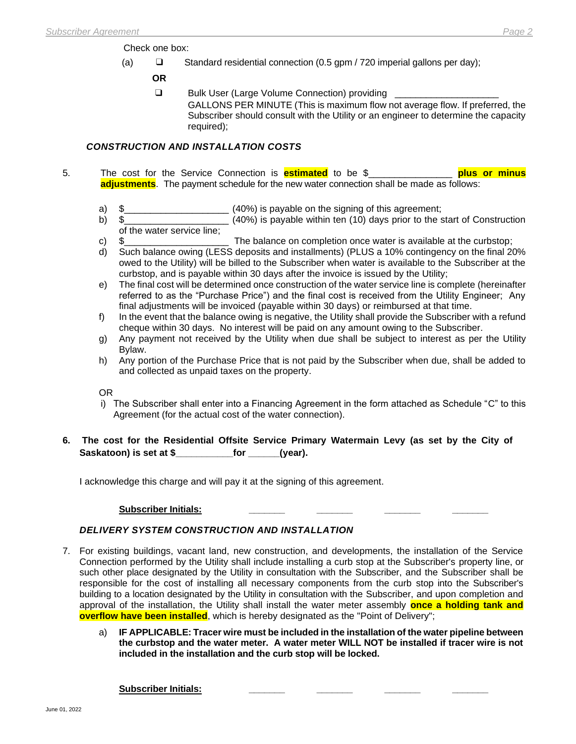Check one box:

(a) ❑ Standard residential connection (0.5 gpm / 720 imperial gallons per day);

**OR**

❑ Bulk User (Large Volume Connection) providing ____________________ GALLONS PER MINUTE (This is maximum flow not average flow. If preferred, the Subscriber should consult with the Utility or an engineer to determine the capacity required);

### *CONSTRUCTION AND INSTALLATION COSTS*

5. The cost for the Service Connection is **estimated** to be $________________ **plus or minus adjustments**. The payment schedule for the new water connection shall be made as follows:

   a) $____________________ (40%) is payable on the signing of this agreement;
   b) $____________________ (40%) is payable within ten (10) days prior to the start of Construction of the water service line;
   c) $____________________ The balance on completion once water is available at the curbstop;
   d) Such balance owing (LESS deposits and installments) (PLUS a 10% contingency on the final 20% owed to the Utility) will be billed to the Subscriber when water is available to the Subscriber at the curbstop, and is payable within 30 days after the invoice is issued by the Utility;
   e) The final cost will be determined once construction of the water service line is complete (hereinafter referred to as the "Purchase Price") and the final cost is received from the Utility Engineer; Any final adjustments will be invoiced (payable within 30 days) or reimbursed at that time.
   f) In the event that the balance owing is negative, the Utility shall provide the Subscriber with a refund cheque within 30 days. No interest will be paid on any amount owing to the Subscriber.
   g) Any payment not received by the Utility when due shall be subject to interest as per the Utility Bylaw.
   h) Any portion of the Purchase Price that is not paid by the Subscriber when due, shall be added to and collected as unpaid taxes on the property.

   OR

   i) The Subscriber shall enter into a Financing Agreement in the form attached as Schedule "C" to this Agreement (for the actual cost of the water connection).

6. **The cost for the Residential Offsite Service Primary Watermain Levy (as set by the City of Saskatoon) is set at $___________for ______(year).**

   I acknowledge this charge and will pay it at the signing of this agreement.

   **Subscriber Initials:** _______ _______ _______ _______

### *DELIVERY SYSTEM CONSTRUCTION AND INSTALLATION*

7. For existing buildings, vacant land, new construction, and developments, the installation of the Service Connection performed by the Utility shall include installing a curb stop at the Subscriber's property line, or such other place designated by the Utility in consultation with the Subscriber, and the Subscriber shall be responsible for the cost of installing all necessary components from the curb stop into the Subscriber's building to a location designated by the Utility in consultation with the Subscriber, and upon completion and approval of the installation, the Utility shall install the water meter assembly **once a holding tank and overflow have been installed**, which is hereby designated as the "Point of Delivery";

   a) **IF APPLICABLE: Tracer wire must be included in the installation of the water pipeline between the curbstop and the water meter. A water meter WILL NOT be installed if tracer wire is not included in the installation and the curb stop will be locked.**

   **Subscriber Initials:** _______ _______ _______ _______

June 01, 2022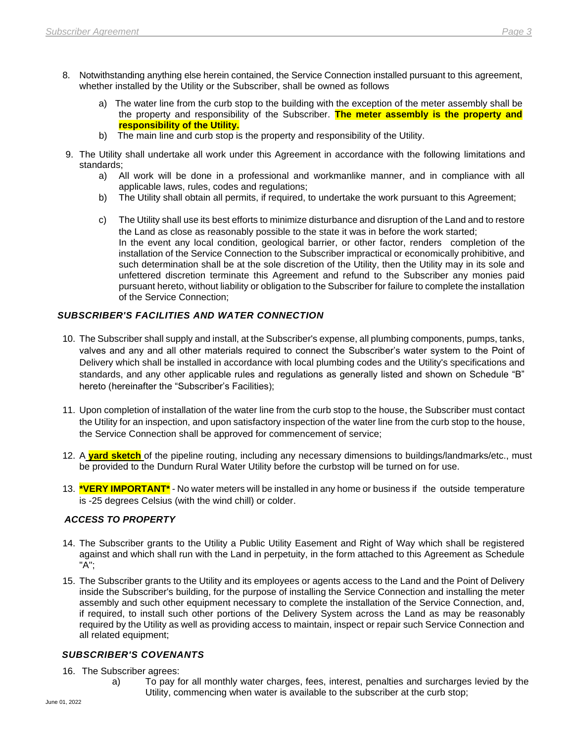8. Notwithstanding anything else herein contained, the Service Connection installed pursuant to this agreement, whether installed by the Utility or the Subscriber, shall be owned as follows

   a) The water line from the curb stop to the building with the exception of the meter assembly shall be the property and responsibility of the Subscriber. **The meter assembly is the property and responsibility of the Utility.**

   b) The main line and curb stop is the property and responsibility of the Utility.

9. The Utility shall undertake all work under this Agreement in accordance with the following limitations and standards;

   a) All work will be done in a professional and workmanlike manner, and in compliance with all applicable laws, rules, codes and regulations;

   b) The Utility shall obtain all permits, if required, to undertake the work pursuant to this Agreement;

   c) The Utility shall use its best efforts to minimize disturbance and disruption of the Land and to restore the Land as close as reasonably possible to the state it was in before the work started;
   In the event any local condition, geological barrier, or other factor, renders completion of the installation of the Service Connection to the Subscriber impractical or economically prohibitive, and such determination shall be at the sole discretion of the Utility, then the Utility may in its sole and unfettered discretion terminate this Agreement and refund to the Subscriber any monies paid pursuant hereto, without liability or obligation to the Subscriber for failure to complete the installation of the Service Connection;

### *SUBSCRIBER'S FACILITIES AND WATER CONNECTION*

10. The Subscriber shall supply and install, at the Subscriber's expense, all plumbing components, pumps, tanks, valves and any and all other materials required to connect the Subscriber's water system to the Point of Delivery which shall be installed in accordance with local plumbing codes and the Utility's specifications and standards, and any other applicable rules and regulations as generally listed and shown on Schedule "B" hereto (hereinafter the "Subscriber's Facilities);

11. Upon completion of installation of the water line from the curb stop to the house, the Subscriber must contact the Utility for an inspection, and upon satisfactory inspection of the water line from the curb stop to the house, the Service Connection shall be approved for commencement of service;

12. A **yard sketch** of the pipeline routing, including any necessary dimensions to buildings/landmarks/etc., must be provided to the Dundurn Rural Water Utility before the curbstop will be turned on for use.

13. ***VERY IMPORTANT*** - No water meters will be installed in any home or business if the outside temperature is -25 degrees Celsius (with the wind chill) or colder.

### *ACCESS TO PROPERTY*

14. The Subscriber grants to the Utility a Public Utility Easement and Right of Way which shall be registered against and which shall run with the Land in perpetuity, in the form attached to this Agreement as Schedule "A";

15. The Subscriber grants to the Utility and its employees or agents access to the Land and the Point of Delivery inside the Subscriber's building, for the purpose of installing the Service Connection and installing the meter assembly and such other equipment necessary to complete the installation of the Service Connection, and, if required, to install such other portions of the Delivery System across the Land as may be reasonably required by the Utility as well as providing access to maintain, inspect or repair such Service Connection and all related equipment;

### *SUBSCRIBER'S COVENANTS*

16. The Subscriber agrees:

    a) To pay for all monthly water charges, fees, interest, penalties and surcharges levied by the Utility, commencing when water is available to the subscriber at the curb stop;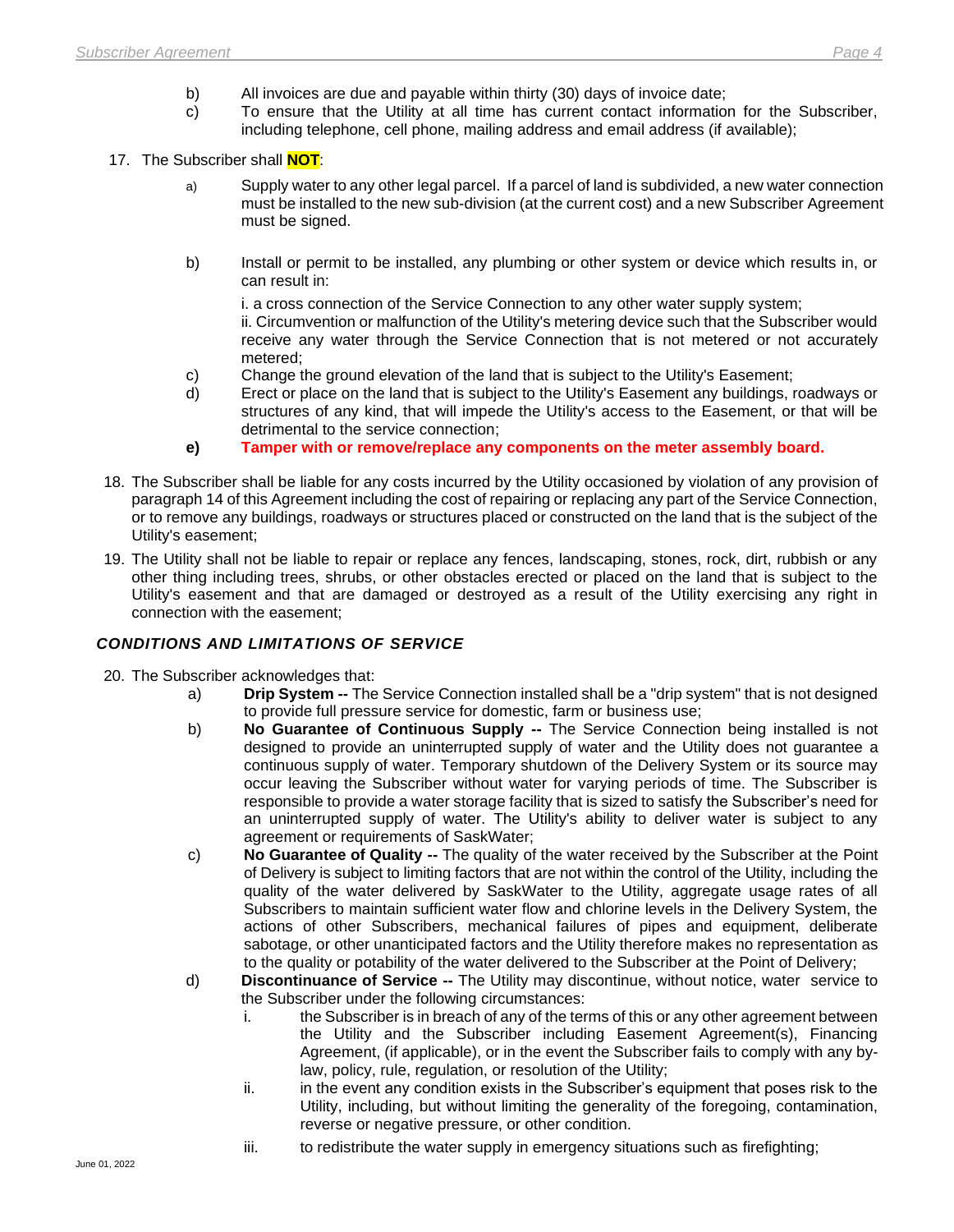b) All invoices are due and payable within thirty (30) days of invoice date;

c) To ensure that the Utility at all time has current contact information for the Subscriber, including telephone, cell phone, mailing address and email address (if available);

17. The Subscriber shall **NOT**:

a) Supply water to any other legal parcel. If a parcel of land is subdivided, a new water connection must be installed to the new sub-division (at the current cost) and a new Subscriber Agreement must be signed.

b) Install or permit to be installed, any plumbing or other system or device which results in, or can result in:

i. a cross connection of the Service Connection to any other water supply system;
ii. Circumvention or malfunction of the Utility's metering device such that the Subscriber would receive any water through the Service Connection that is not metered or not accurately metered;

c) Change the ground elevation of the land that is subject to the Utility's Easement;

d) Erect or place on the land that is subject to the Utility's Easement any buildings, roadways or structures of any kind, that will impede the Utility's access to the Easement, or that will be detrimental to the service connection;

**e) Tamper with or remove/replace any components on the meter assembly board.**

18. The Subscriber shall be liable for any costs incurred by the Utility occasioned by violation of any provision of paragraph 14 of this Agreement including the cost of repairing or replacing any part of the Service Connection, or to remove any buildings, roadways or structures placed or constructed on the land that is the subject of the Utility's easement;

19. The Utility shall not be liable to repair or replace any fences, landscaping, stones, rock, dirt, rubbish or any other thing including trees, shrubs, or other obstacles erected or placed on the land that is subject to the Utility's easement and that are damaged or destroyed as a result of the Utility exercising any right in connection with the easement;

### *CONDITIONS AND LIMITATIONS OF SERVICE*

20. The Subscriber acknowledges that:

a) **Drip System --** The Service Connection installed shall be a "drip system" that is not designed to provide full pressure service for domestic, farm or business use;

b) **No Guarantee of Continuous Supply --** The Service Connection being installed is not designed to provide an uninterrupted supply of water and the Utility does not guarantee a continuous supply of water. Temporary shutdown of the Delivery System or its source may occur leaving the Subscriber without water for varying periods of time. The Subscriber is responsible to provide a water storage facility that is sized to satisfy the Subscriber's need for an uninterrupted supply of water. The Utility's ability to deliver water is subject to any agreement or requirements of SaskWater;

c) **No Guarantee of Quality --** The quality of the water received by the Subscriber at the Point of Delivery is subject to limiting factors that are not within the control of the Utility, including the quality of the water delivered by SaskWater to the Utility, aggregate usage rates of all Subscribers to maintain sufficient water flow and chlorine levels in the Delivery System, the actions of other Subscribers, mechanical failures of pipes and equipment, deliberate sabotage, or other unanticipated factors and the Utility therefore makes no representation as to the quality or potability of the water delivered to the Subscriber at the Point of Delivery;

d) **Discontinuance of Service --** The Utility may discontinue, without notice, water service to the Subscriber under the following circumstances:

i. the Subscriber is in breach of any of the terms of this or any other agreement between the Utility and the Subscriber including Easement Agreement(s), Financing Agreement, (if applicable), or in the event the Subscriber fails to comply with any by-law, policy, rule, regulation, or resolution of the Utility;

ii. in the event any condition exists in the Subscriber's equipment that poses risk to the Utility, including, but without limiting the generality of the foregoing, contamination, reverse or negative pressure, or other condition.

iii. to redistribute the water supply in emergency situations such as firefighting;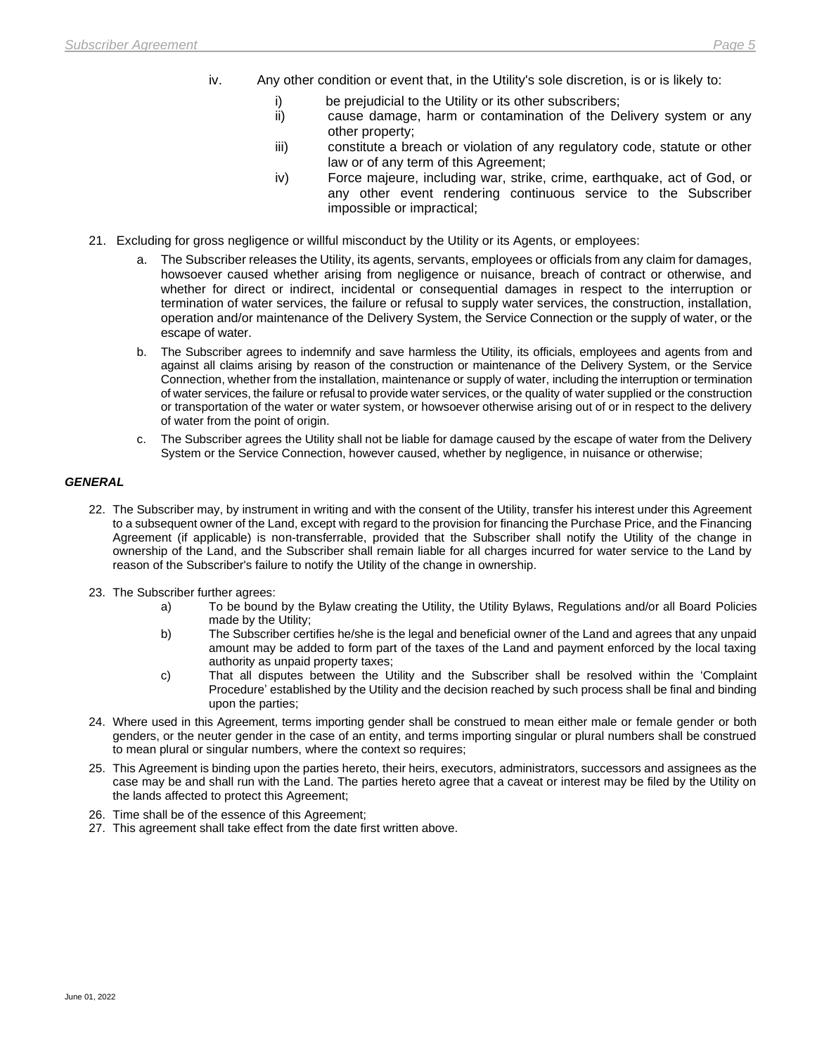iv. Any other condition or event that, in the Utility's sole discretion, is or is likely to:

   i) be prejudicial to the Utility or its other subscribers;
   ii) cause damage, harm or contamination of the Delivery system or any other property;
   iii) constitute a breach or violation of any regulatory code, statute or other law or of any term of this Agreement;
   iv) Force majeure, including war, strike, crime, earthquake, act of God, or any other event rendering continuous service to the Subscriber impossible or impractical;

21. Excluding for gross negligence or willful misconduct by the Utility or its Agents, or employees:

   a. The Subscriber releases the Utility, its agents, servants, employees or officials from any claim for damages, howsoever caused whether arising from negligence or nuisance, breach of contract or otherwise, and whether for direct or indirect, incidental or consequential damages in respect to the interruption or termination of water services, the failure or refusal to supply water services, the construction, installation, operation and/or maintenance of the Delivery System, the Service Connection or the supply of water, or the escape of water.

   b. The Subscriber agrees to indemnify and save harmless the Utility, its officials, employees and agents from and against all claims arising by reason of the construction or maintenance of the Delivery System, or the Service Connection, whether from the installation, maintenance or supply of water, including the interruption or termination of water services, the failure or refusal to provide water services, or the quality of water supplied or the construction or transportation of the water or water system, or howsoever otherwise arising out of or in respect to the delivery of water from the point of origin.

   c. The Subscriber agrees the Utility shall not be liable for damage caused by the escape of water from the Delivery System or the Service Connection, however caused, whether by negligence, in nuisance or otherwise;

***GENERAL***

22. The Subscriber may, by instrument in writing and with the consent of the Utility, transfer his interest under this Agreement to a subsequent owner of the Land, except with regard to the provision for financing the Purchase Price, and the Financing Agreement (if applicable) is non-transferrable, provided that the Subscriber shall notify the Utility of the change in ownership of the Land, and the Subscriber shall remain liable for all charges incurred for water service to the Land by reason of the Subscriber's failure to notify the Utility of the change in ownership.

23. The Subscriber further agrees:

   a) To be bound by the Bylaw creating the Utility, the Utility Bylaws, Regulations and/or all Board Policies made by the Utility;
   b) The Subscriber certifies he/she is the legal and beneficial owner of the Land and agrees that any unpaid amount may be added to form part of the taxes of the Land and payment enforced by the local taxing authority as unpaid property taxes;
   c) That all disputes between the Utility and the Subscriber shall be resolved within the 'Complaint Procedure' established by the Utility and the decision reached by such process shall be final and binding upon the parties;

24. Where used in this Agreement, terms importing gender shall be construed to mean either male or female gender or both genders, or the neuter gender in the case of an entity, and terms importing singular or plural numbers shall be construed to mean plural or singular numbers, where the context so requires;

25. This Agreement is binding upon the parties hereto, their heirs, executors, administrators, successors and assignees as the case may be and shall run with the Land. The parties hereto agree that a caveat or interest may be filed by the Utility on the lands affected to protect this Agreement;

26. Time shall be of the essence of this Agreement;

27. This agreement shall take effect from the date first written above.

June 01, 2022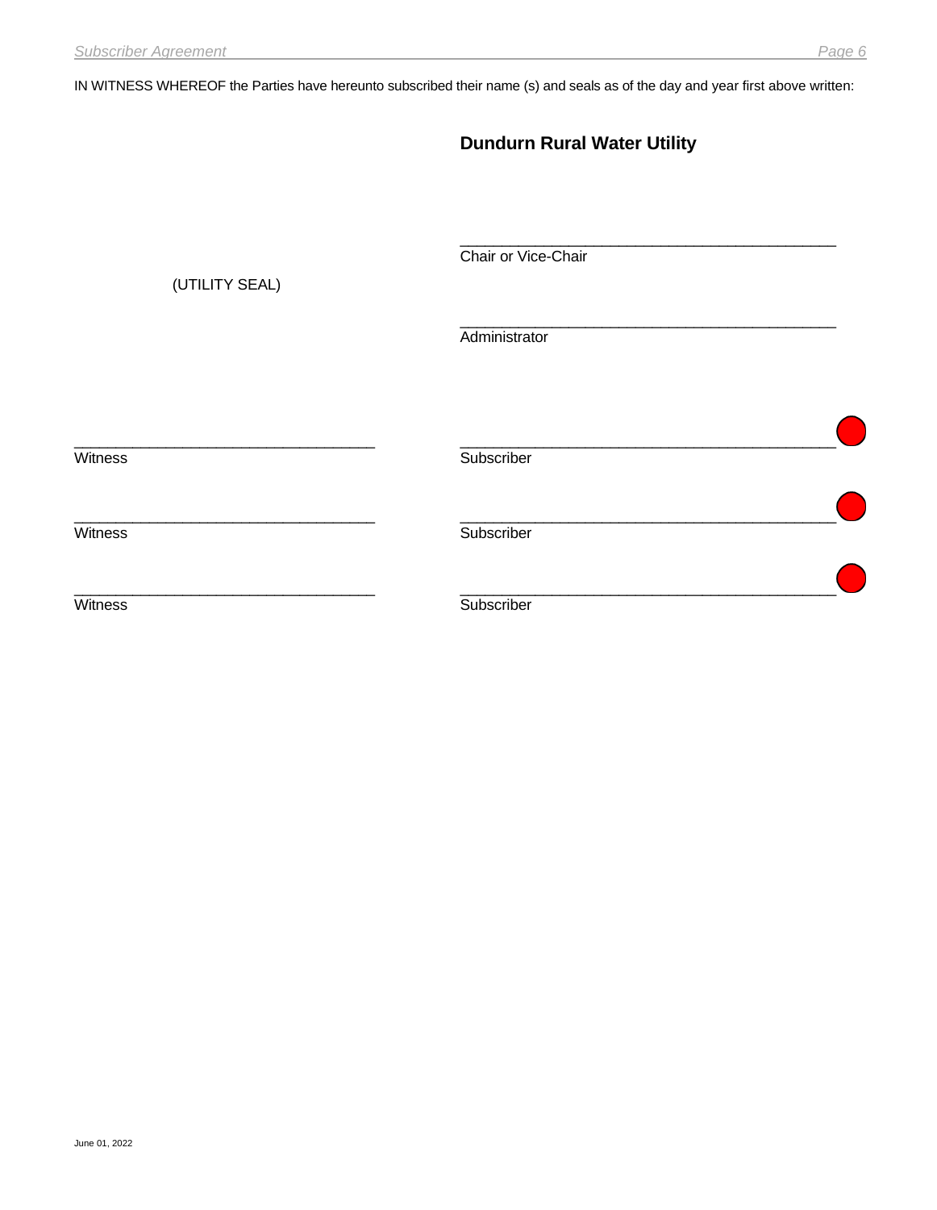IN WITNESS WHEREOF the Parties have hereunto subscribed their name (s) and seals as of the day and year first above written:

**Dundurn Rural Water Utility**

\_\_\_\_\_\_\_\_\_\_\_\_\_\_\_\_\_\_\_\_\_\_\_\_\_\_\_\_\_\_\_\_\_\_\_\_\_\_\_\_\_\_\_\_\_\_
Chair or Vice-Chair

(UTILITY SEAL)

\_\_\_\_\_\_\_\_\_\_\_\_\_\_\_\_\_\_\_\_\_\_\_\_\_\_\_\_\_\_\_\_\_\_\_\_\_\_\_\_\_\_\_\_\_\_
Administrator

| | |
|---|---|
| \_\_\_\_\_\_\_\_\_\_\_\_\_\_\_\_\_\_\_\_\_\_\_\_\_\_\_\_\_\_\_\_\_\_\_\_ | \_\_\_\_\_\_\_\_\_\_\_\_\_\_\_\_\_\_\_\_\_\_\_\_\_\_\_\_\_\_\_\_\_\_\_\_\_\_\_\_\_\_\_\_\_\_ |
| Witness | Subscriber |
| \_\_\_\_\_\_\_\_\_\_\_\_\_\_\_\_\_\_\_\_\_\_\_\_\_\_\_\_\_\_\_\_\_\_\_\_ | \_\_\_\_\_\_\_\_\_\_\_\_\_\_\_\_\_\_\_\_\_\_\_\_\_\_\_\_\_\_\_\_\_\_\_\_\_\_\_\_\_\_\_\_\_\_ |
| Witness | Subscriber |
| \_\_\_\_\_\_\_\_\_\_\_\_\_\_\_\_\_\_\_\_\_\_\_\_\_\_\_\_\_\_\_\_\_\_\_\_ | \_\_\_\_\_\_\_\_\_\_\_\_\_\_\_\_\_\_\_\_\_\_\_\_\_\_\_\_\_\_\_\_\_\_\_\_\_\_\_\_\_\_\_\_\_\_ |
| Witness | Subscriber |

June 01, 2022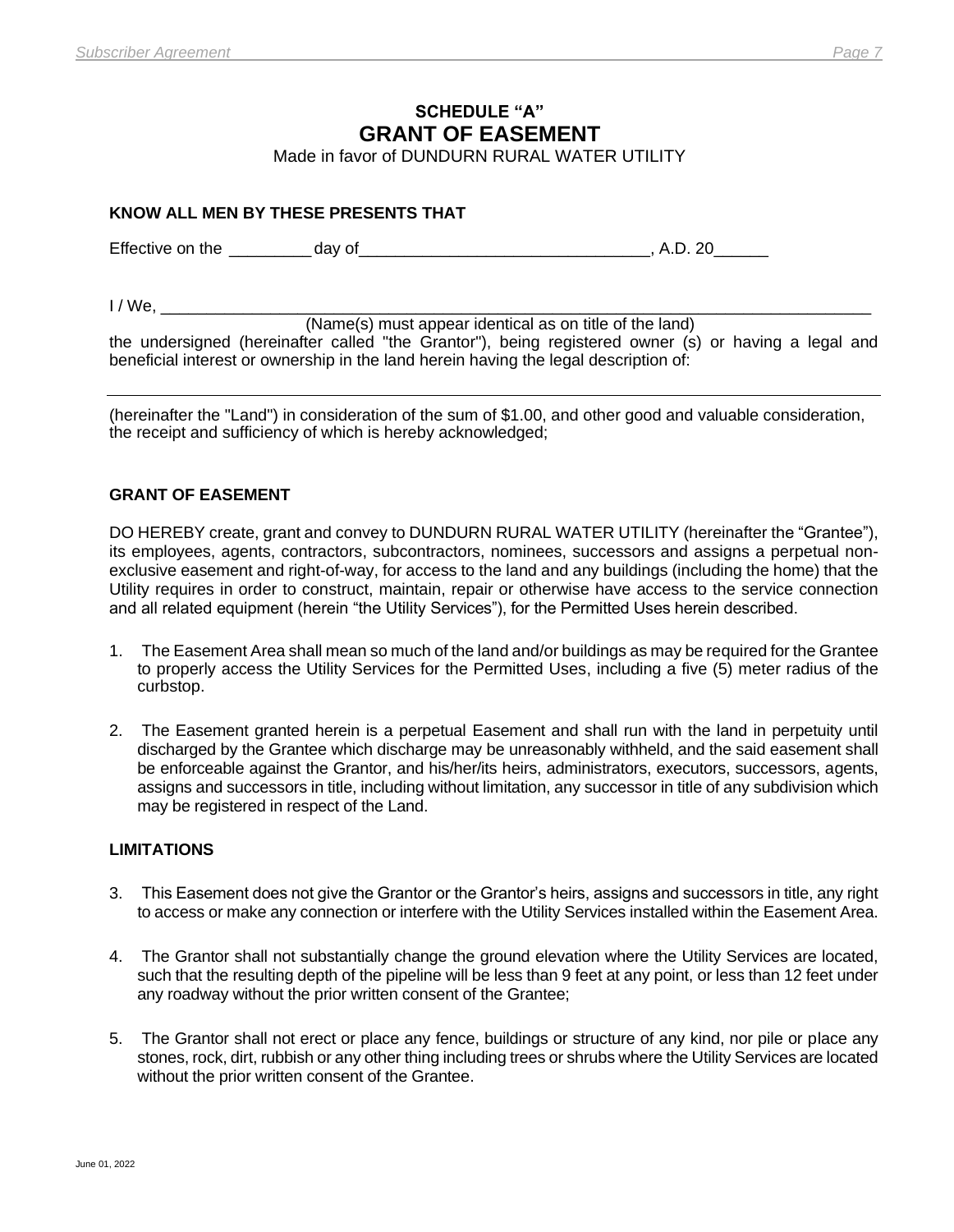# SCHEDULE "A"

# GRANT OF EASEMENT

Made in favor of DUNDURN RURAL WATER UTILITY

**KNOW ALL MEN BY THESE PRESENTS THAT**

Effective on the _________ day of_______________________________, A.D. 20______

I / We, ___________________________________________________________________________

(Name(s) must appear identical as on title of the land)

the undersigned (hereinafter called "the Grantor"), being registered owner (s) or having a legal and beneficial interest or ownership in the land herein having the legal description of:

___________________________________________________________________________________

(hereinafter the "Land") in consideration of the sum of $1.00, and other good and valuable consideration, the receipt and sufficiency of which is hereby acknowledged;

**GRANT OF EASEMENT**

DO HEREBY create, grant and convey to DUNDURN RURAL WATER UTILITY (hereinafter the "Grantee"), its employees, agents, contractors, subcontractors, nominees, successors and assigns a perpetual non-exclusive easement and right-of-way, for access to the land and any buildings (including the home) that the Utility requires in order to construct, maintain, repair or otherwise have access to the service connection and all related equipment (herein "the Utility Services"), for the Permitted Uses herein described.

1. The Easement Area shall mean so much of the land and/or buildings as may be required for the Grantee to properly access the Utility Services for the Permitted Uses, including a five (5) meter radius of the curbstop.

2. The Easement granted herein is a perpetual Easement and shall run with the land in perpetuity until discharged by the Grantee which discharge may be unreasonably withheld, and the said easement shall be enforceable against the Grantor, and his/her/its heirs, administrators, executors, successors, agents, assigns and successors in title, including without limitation, any successor in title of any subdivision which may be registered in respect of the Land.

**LIMITATIONS**

3. This Easement does not give the Grantor or the Grantor's heirs, assigns and successors in title, any right to access or make any connection or interfere with the Utility Services installed within the Easement Area.

4. The Grantor shall not substantially change the ground elevation where the Utility Services are located, such that the resulting depth of the pipeline will be less than 9 feet at any point, or less than 12 feet under any roadway without the prior written consent of the Grantee;

5. The Grantor shall not erect or place any fence, buildings or structure of any kind, nor pile or place any stones, rock, dirt, rubbish or any other thing including trees or shrubs where the Utility Services are located without the prior written consent of the Grantee.

June 01, 2022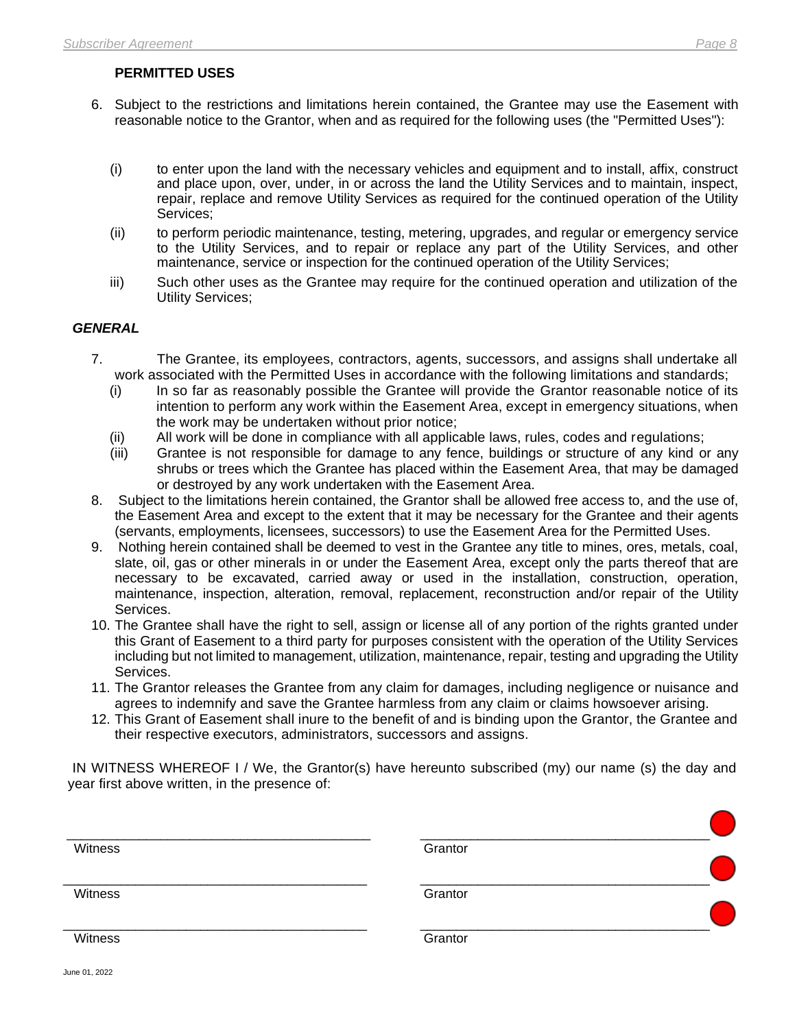**PERMITTED USES**

6. Subject to the restrictions and limitations herein contained, the Grantee may use the Easement with reasonable notice to the Grantor, when and as required for the following uses (the "Permitted Uses"):

   (i) to enter upon the land with the necessary vehicles and equipment and to install, affix, construct and place upon, over, under, in or across the land the Utility Services and to maintain, inspect, repair, replace and remove Utility Services as required for the continued operation of the Utility Services;

   (ii) to perform periodic maintenance, testing, metering, upgrades, and regular or emergency service to the Utility Services, and to repair or replace any part of the Utility Services, and other maintenance, service or inspection for the continued operation of the Utility Services;

   iii) Such other uses as the Grantee may require for the continued operation and utilization of the Utility Services;

***GENERAL***

7. The Grantee, its employees, contractors, agents, successors, and assigns shall undertake all work associated with the Permitted Uses in accordance with the following limitations and standards;
   (i) In so far as reasonably possible the Grantee will provide the Grantor reasonable notice of its intention to perform any work within the Easement Area, except in emergency situations, when the work may be undertaken without prior notice;
   (ii) All work will be done in compliance with all applicable laws, rules, codes and regulations;
   (iii) Grantee is not responsible for damage to any fence, buildings or structure of any kind or any shrubs or trees which the Grantee has placed within the Easement Area, that may be damaged or destroyed by any work undertaken with the Easement Area.
8. Subject to the limitations herein contained, the Grantor shall be allowed free access to, and the use of, the Easement Area and except to the extent that it may be necessary for the Grantee and their agents (servants, employments, licensees, successors) to use the Easement Area for the Permitted Uses.
9. Nothing herein contained shall be deemed to vest in the Grantee any title to mines, ores, metals, coal, slate, oil, gas or other minerals in or under the Easement Area, except only the parts thereof that are necessary to be excavated, carried away or used in the installation, construction, operation, maintenance, inspection, alteration, removal, replacement, reconstruction and/or repair of the Utility Services.
10. The Grantee shall have the right to sell, assign or license all of any portion of the rights granted under this Grant of Easement to a third party for purposes consistent with the operation of the Utility Services including but not limited to management, utilization, maintenance, repair, testing and upgrading the Utility Services.
11. The Grantor releases the Grantee from any claim for damages, including negligence or nuisance and agrees to indemnify and save the Grantee harmless from any claim or claims howsoever arising.
12. This Grant of Easement shall inure to the benefit of and is binding upon the Grantor, the Grantee and their respective executors, administrators, successors and assigns.

IN WITNESS WHEREOF I / We, the Grantor(s) have hereunto subscribed (my) our name (s) the day and year first above written, in the presence of:

| | |
|---|---|
| \_\_\_\_\_\_\_\_\_\_\_\_\_\_\_\_\_\_\_\_\_\_\_\_\_\_\_\_\_\_ | \_\_\_\_\_\_\_\_\_\_\_\_\_\_\_\_\_\_\_\_\_\_\_\_\_\_\_\_\_\_ |
| Witness | Grantor |
| \_\_\_\_\_\_\_\_\_\_\_\_\_\_\_\_\_\_\_\_\_\_\_\_\_\_\_\_\_\_ | \_\_\_\_\_\_\_\_\_\_\_\_\_\_\_\_\_\_\_\_\_\_\_\_\_\_\_\_\_\_ |
| Witness | Grantor |
| \_\_\_\_\_\_\_\_\_\_\_\_\_\_\_\_\_\_\_\_\_\_\_\_\_\_\_\_\_\_ | \_\_\_\_\_\_\_\_\_\_\_\_\_\_\_\_\_\_\_\_\_\_\_\_\_\_\_\_\_\_ |
| Witness | Grantor |

June 01, 2022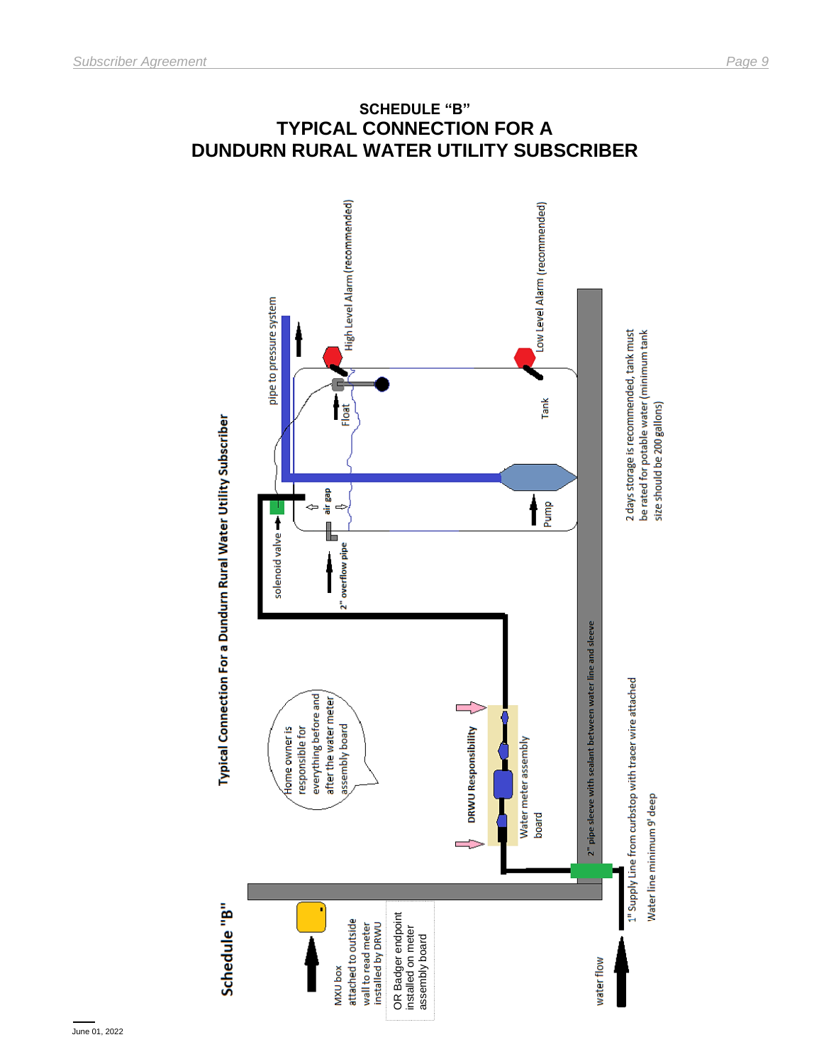# SCHEDULE "B"

# TYPICAL CONNECTION FOR A DUNDURN RURAL WATER UTILITY SUBSCRIBER

Schedule "B"

Typical Connection For a Dundurn Rural Water Utility Subscriber

MXU box attached to outside wall to read meter installed by DRWU

OR Badger endpoint installed on meter assembly board

Home owner is responsible for everything before and after the water meter assembly board

DRWU Responsibility

Water meter assembly board

solenoid valve

2" overflow pipe

air gap

Pump

pipe to pressure system

Float

High Level Alarm (recommended)

Tank

Low Level Alarm (recommended)

2" pipe sleeve with sealant between water line and sleeve

water flow

1" Supply Line from curbstop with tracer wire attached

Water line minimum 9' deep

2 days storage is recommended, tank must be rated for potable water (minimum tank size should be 200 gallons)

June 01, 2022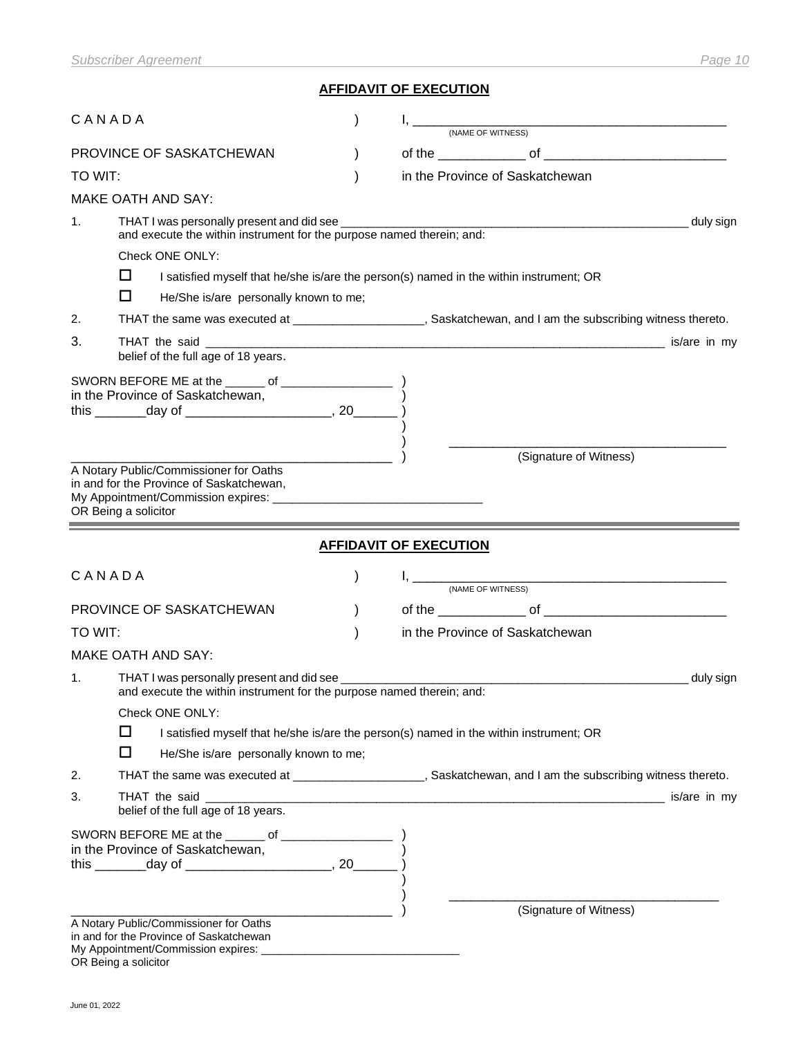## AFFIDAVIT OF EXECUTION

CANADA ) I, ____________________________________________
(NAME OF WITNESS)

PROVINCE OF SASKATCHEWAN ) of the ____________ of _________________________

TO WIT: ) in the Province of Saskatchewan

MAKE OATH AND SAY:

1. THAT I was personally present and did see _______________________________________________________ duly sign and execute the within instrument for the purpose named therein; and:

   Check ONE ONLY:

   ☐ I satisfied myself that he/she is/are the person(s) named in the within instrument; OR

   ☐ He/She is/are personally known to me;

2. THAT the same was executed at ___________________, Saskatchewan, and I am the subscribing witness thereto.

3. THAT the said ________________________________________________________________________ is/are in my belief of the full age of 18 years.

SWORN BEFORE ME at the ______ of ________________ )
in the Province of Saskatchewan, )
this _______day of ____________________, 20______ )

_______________________________________________ ) _______________________________________
(Signature of Witness)

A Notary Public/Commissioner for Oaths
in and for the Province of Saskatchewan,
My Appointment/Commission expires: _______________________________
OR Being a solicitor

---

## AFFIDAVIT OF EXECUTION

CANADA ) I, ____________________________________________
(NAME OF WITNESS)

PROVINCE OF SASKATCHEWAN ) of the ____________ of _________________________

TO WIT: ) in the Province of Saskatchewan

MAKE OATH AND SAY:

1. THAT I was personally present and did see _______________________________________________________ duly sign and execute the within instrument for the purpose named therein; and:

   Check ONE ONLY:

   ☐ I satisfied myself that he/she is/are the person(s) named in the within instrument; OR

   ☐ He/She is/are personally known to me;

2. THAT the same was executed at ___________________, Saskatchewan, and I am the subscribing witness thereto.

3. THAT the said ________________________________________________________________________ is/are in my belief of the full age of 18 years.

SWORN BEFORE ME at the ______ of ________________ )
in the Province of Saskatchewan, )
this _______day of ____________________, 20______ )

_______________________________________________ ) _______________________________________
(Signature of Witness)

A Notary Public/Commissioner for Oaths
in and for the Province of Saskatchewan
My Appointment/Commission expires: _______________________________
OR Being a solicitor

June 01, 2022